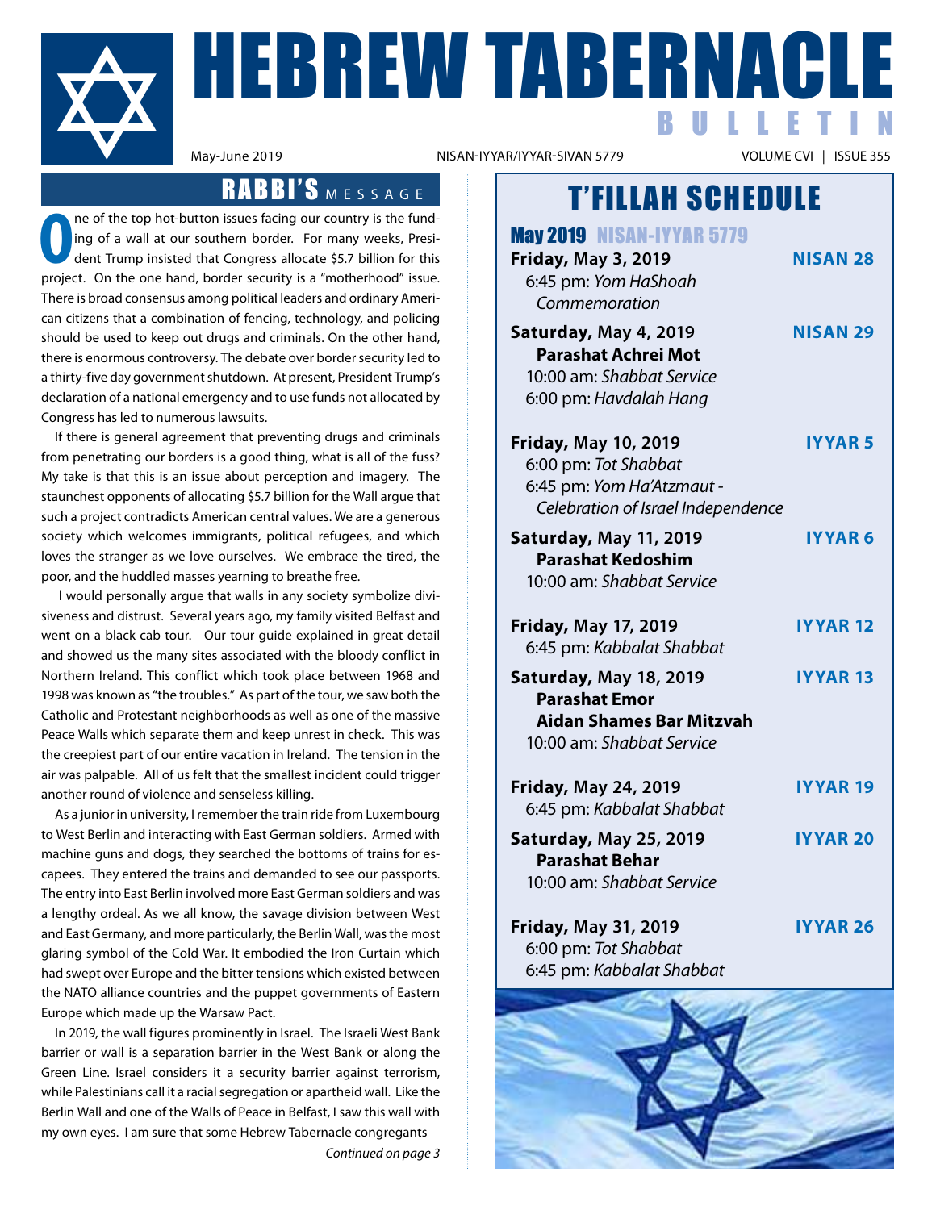# HEBREW TABERNACLE BULLETIN

May-June 2019 NISAN-IYYAR/IYYAR-SIVAN 5779 VOLUME CVI | ISSUE 355

## RABBI'S MESSAGE

One of the top hot-button issues facing our country is the funding of a wall at our southern border. For many weeks, President Trump insisted that Congress allocate $5.7 billion for this project. On the one hand, border security is a "motherhood" issue. There is broad consensus among political leaders and ordinary American citizens that a combination of fencing, technology, and policing should be used to keep out drugs and criminals. On the other hand, there is enormous controversy. The debate over border security led to a thirty-five day government shutdown. At present, President Trump's declaration of a national emergency and to use funds not allocated by Congress has led to numerous lawsuits.

If there is general agreement that preventing drugs and criminals from penetrating our borders is a good thing, what is all of the fuss? My take is that this is an issue about perception and imagery. The staunchest opponents of allocating $5.7 billion for the Wall argue that such a project contradicts American central values. We are a generous society which welcomes immigrants, political refugees, and which loves the stranger as we love ourselves. We embrace the tired, the poor, and the huddled masses yearning to breathe free.

I would personally argue that walls in any society symbolize divisiveness and distrust. Several years ago, my family visited Belfast and went on a black cab tour. Our tour guide explained in great detail and showed us the many sites associated with the bloody conflict in Northern Ireland. This conflict which took place between 1968 and 1998 was known as "the troubles." As part of the tour, we saw both the Catholic and Protestant neighborhoods as well as one of the massive Peace Walls which separate them and keep unrest in check. This was the creepiest part of our entire vacation in Ireland. The tension in the air was palpable. All of us felt that the smallest incident could trigger another round of violence and senseless killing.

As a junior in university, I remember the train ride from Luxembourg to West Berlin and interacting with East German soldiers. Armed with machine guns and dogs, they searched the bottoms of trains for escapees. They entered the trains and demanded to see our passports. The entry into East Berlin involved more East German soldiers and was a lengthy ordeal. As we all know, the savage division between West and East Germany, and more particularly, the Berlin Wall, was the most glaring symbol of the Cold War. It embodied the Iron Curtain which had swept over Europe and the bitter tensions which existed between the NATO alliance countries and the puppet governments of Eastern Europe which made up the Warsaw Pact.

In 2019, the wall figures prominently in Israel. The Israeli West Bank barrier or wall is a separation barrier in the West Bank or along the Green Line. Israel considers it a security barrier against terrorism, while Palestinians call it a racial segregation or apartheid wall. Like the Berlin Wall and one of the Walls of Peace in Belfast, I saw this wall with my own eyes. I am sure that some Hebrew Tabernacle congregants

*Continued on page 3*

## T'FILLAH SCHEDULE

### May 2019 NISAN-IYYAR 5779

**Friday, May 3, 2019** — **NISAN 28**
6:45 pm: *Yom HaShoah Commemoration*

**Saturday, May 4, 2019** — **NISAN 29**
**Parashat Achrei Mot**
10:00 am: *Shabbat Service*
6:00 pm: *Havdalah Hang*

**Friday, May 10, 2019** — **IYYAR 5**
6:00 pm: *Tot Shabbat*
6:45 pm: *Yom Ha'Atzmaut - Celebration of Israel Independence*

**Saturday, May 11, 2019** — **IYYAR 6**
**Parashat Kedoshim**
10:00 am: *Shabbat Service*

**Friday, May 17, 2019** — **IYYAR 12**
6:45 pm: *Kabbalat Shabbat*

**Saturday, May 18, 2019** — **IYYAR 13**
**Parashat Emor**
**Aidan Shames Bar Mitzvah**
10:00 am: *Shabbat Service*

**Friday, May 24, 2019** — **IYYAR 19**
6:45 pm: *Kabbalat Shabbat*

**Saturday, May 25, 2019** — **IYYAR 20**
**Parashat Behar**
10:00 am: *Shabbat Service*

**Friday, May 31, 2019** — **IYYAR 26**
6:00 pm: *Tot Shabbat*
6:45 pm: *Kabbalat Shabbat*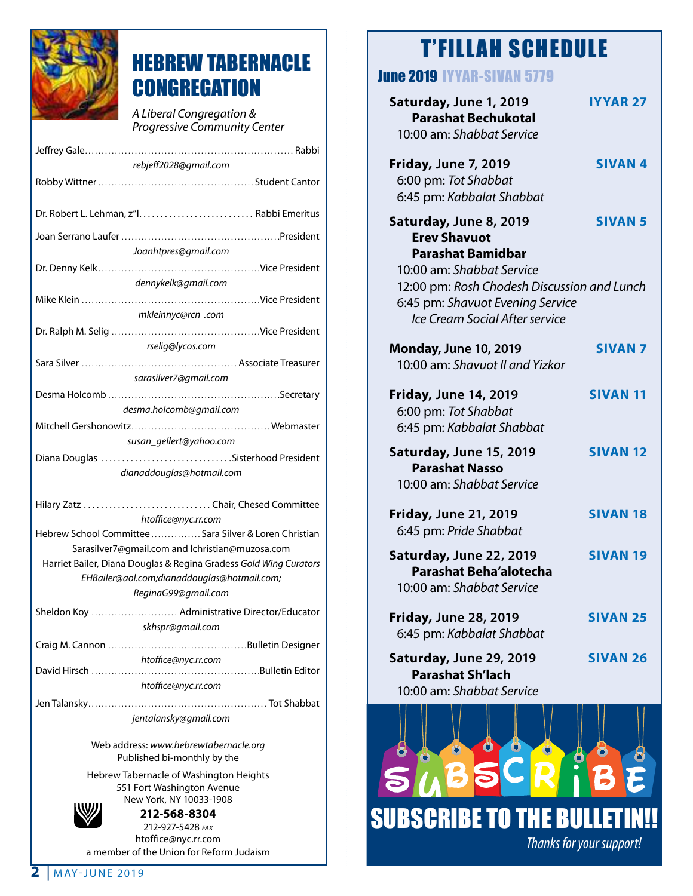# HEBREW TABERNACLE CONGREGATION

*A Liberal Congregation & Progressive Community Center*

Jeffrey Gale.............................................................. Rabbi
*rebjeff2028@gmail.com*

Robby Wittner .............................................. Student Cantor

Dr. Robert L. Lehman, z"l.......................... Rabbi Emeritus

Joan Serrano Laufer ...............................................President
*Joanhtpres@gmail.com*

Dr. Denny Kelk................................................Vice President
*dennykelk@gmail.com*

Mike Klein .....................................................Vice President
*mkleinnyc@rcn .com*

Dr. Ralph M. Selig ............................................Vice President
*rselig@lycos.com*

Sara Silver .............................................. Associate Treasurer
*sarasilver7@gmail.com*

Desma Holcomb ..................................................Secretary
*desma.holcomb@gmail.com*

Mitchell Gershonowitz.........................................Webmaster
*susan_gellert@yahoo.com*

Diana Douglas ..............................Sisterhood President
*dianaddouglas@hotmail.com*

Hilary Zatz ............................. Chair, Chesed Committee
*htoffice@nyc.rr.com*

Hebrew School Committee ...............Sara Silver & Loren Christian
Sarasilver7@gmail.com and lchristian@muzosa.com

Harriet Bailer, Diana Douglas & Regina Gradess *Gold Wing Curators*
*EHBailer@aol.com;dianaddouglas@hotmail.com; ReginaG99@gmail.com*

Sheldon Koy ......................... Administrative Director/Educator
*skhspr@gmail.com*

Craig M. Cannon .........................................Bulletin Designer
*htoffice@nyc.rr.com*

David Hirsch .................................................Bulletin Editor
*htoffice@nyc.rr.com*

Jen Talansky.................................................... Tot Shabbat
*jentalansky@gmail.com*

Web address: *www.hebrewtabernacle.org*
Published bi-monthly by the

Hebrew Tabernacle of Washington Heights
551 Fort Washington Avenue
New York, NY 10033-1908
**212-568-8304**
212-927-5428 *FAX*
htoffice@nyc.rr.com
a member of the Union for Reform Judaism

# T'FILLAH SCHEDULE

## June 2019 IYYAR-SIVAN 5779

**Saturday, June 1, 2019** — **IYYAR 27**
**Parashat Bechukotal**
10:00 am: *Shabbat Service*

**Friday, June 7, 2019** — **SIVAN 4**
6:00 pm: *Tot Shabbat*
6:45 pm: *Kabbalat Shabbat*

**Saturday, June 8, 2019** — **SIVAN 5**
**Erev Shavuot**
**Parashat Bamidbar**
10:00 am: *Shabbat Service*
12:00 pm: *Rosh Chodesh Discussion and Lunch*
6:45 pm: *Shavuot Evening Service*
*Ice Cream Social After service*

**Monday, June 10, 2019** — **SIVAN 7**
10:00 am: *Shavuot II and Yizkor*

**Friday, June 14, 2019** — **SIVAN 11**
6:00 pm: *Tot Shabbat*
6:45 pm: *Kabbalat Shabbat*

**Saturday, June 15, 2019** — **SIVAN 12**
**Parashat Nasso**
10:00 am: *Shabbat Service*

**Friday, June 21, 2019** — **SIVAN 18**
6:45 pm: *Pride Shabbat*

**Saturday, June 22, 2019** — **SIVAN 19**
**Parashat Beha'alotecha**
10:00 am: *Shabbat Service*

**Friday, June 28, 2019** — **SIVAN 25**
6:45 pm: *Kabbalat Shabbat*

**Saturday, June 29, 2019** — **SIVAN 26**
**Parashat Sh'lach**
10:00 am: *Shabbat Service*

SUBSCRIBE

## SUBSCRIBE TO THE BULLETIN!!

*Thanks for your support!*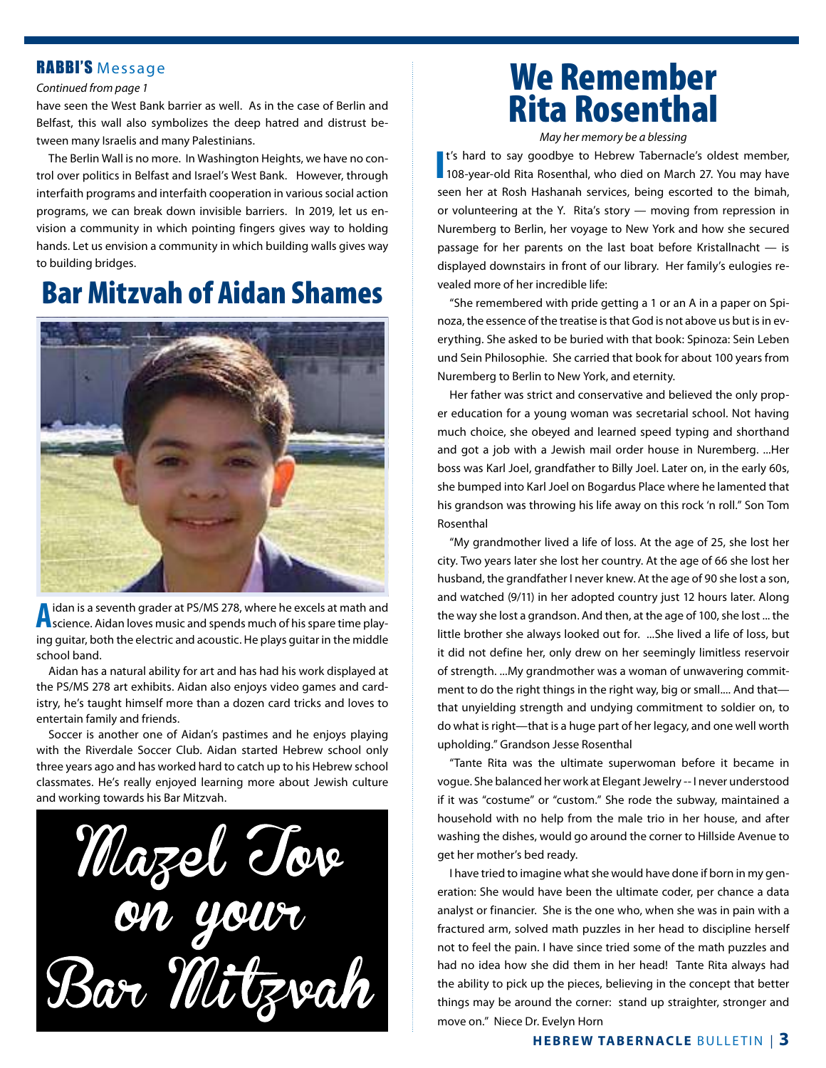## RABBI'S Message

*Continued from page 1*

have seen the West Bank barrier as well. As in the case of Berlin and Belfast, this wall also symbolizes the deep hatred and distrust between many Israelis and many Palestinians.

The Berlin Wall is no more. In Washington Heights, we have no control over politics in Belfast and Israel's West Bank. However, through interfaith programs and interfaith cooperation in various social action programs, we can break down invisible barriers. In 2019, let us envision a community in which pointing fingers gives way to holding hands. Let us envision a community in which building walls gives way to building bridges.

# Bar Mitzvah of Aidan Shames

Aidan is a seventh grader at PS/MS 278, where he excels at math and science. Aidan loves music and spends much of his spare time playing guitar, both the electric and acoustic. He plays guitar in the middle school band.

Aidan has a natural ability for art and has had his work displayed at the PS/MS 278 art exhibits. Aidan also enjoys video games and cardistry, he's taught himself more than a dozen card tricks and loves to entertain family and friends.

Soccer is another one of Aidan's pastimes and he enjoys playing with the Riverdale Soccer Club. Aidan started Hebrew school only three years ago and has worked hard to catch up to his Hebrew school classmates. He's really enjoyed learning more about Jewish culture and working towards his Bar Mitzvah.

Mazel Tov on your Bar Mitzvah

# We Remember Rita Rosenthal

*May her memory be a blessing*

It's hard to say goodbye to Hebrew Tabernacle's oldest member, 108-year-old Rita Rosenthal, who died on March 27. You may have seen her at Rosh Hashanah services, being escorted to the bimah, or volunteering at the Y. Rita's story — moving from repression in Nuremberg to Berlin, her voyage to New York and how she secured passage for her parents on the last boat before Kristallnacht — is displayed downstairs in front of our library. Her family's eulogies revealed more of her incredible life:

"She remembered with pride getting a 1 or an A in a paper on Spinoza, the essence of the treatise is that God is not above us but is in everything. She asked to be buried with that book: Spinoza: Sein Leben und Sein Philosophie. She carried that book for about 100 years from Nuremberg to Berlin to New York, and eternity.

Her father was strict and conservative and believed the only proper education for a young woman was secretarial school. Not having much choice, she obeyed and learned speed typing and shorthand and got a job with a Jewish mail order house in Nuremberg. ...Her boss was Karl Joel, grandfather to Billy Joel. Later on, in the early 60s, she bumped into Karl Joel on Bogardus Place where he lamented that his grandson was throwing his life away on this rock 'n roll." Son Tom Rosenthal

"My grandmother lived a life of loss. At the age of 25, she lost her city. Two years later she lost her country. At the age of 66 she lost her husband, the grandfather I never knew. At the age of 90 she lost a son, and watched (9/11) in her adopted country just 12 hours later. Along the way she lost a grandson. And then, at the age of 100, she lost ... the little brother she always looked out for. ...She lived a life of loss, but it did not define her, only drew on her seemingly limitless reservoir of strength. ...My grandmother was a woman of unwavering commitment to do the right things in the right way, big or small.... And that—that unyielding strength and undying commitment to soldier on, to do what is right—that is a huge part of her legacy, and one well worth upholding." Grandson Jesse Rosenthal

"Tante Rita was the ultimate superwoman before it became in vogue. She balanced her work at Elegant Jewelry -- I never understood if it was "costume" or "custom." She rode the subway, maintained a household with no help from the male trio in her house, and after washing the dishes, would go around the corner to Hillside Avenue to get her mother's bed ready.

I have tried to imagine what she would have done if born in my generation: She would have been the ultimate coder, per chance a data analyst or financier. She is the one who, when she was in pain with a fractured arm, solved math puzzles in her head to discipline herself not to feel the pain. I have since tried some of the math puzzles and had no idea how she did them in her head! Tante Rita always had the ability to pick up the pieces, believing in the concept that better things may be around the corner: stand up straighter, stronger and move on." Niece Dr. Evelyn Horn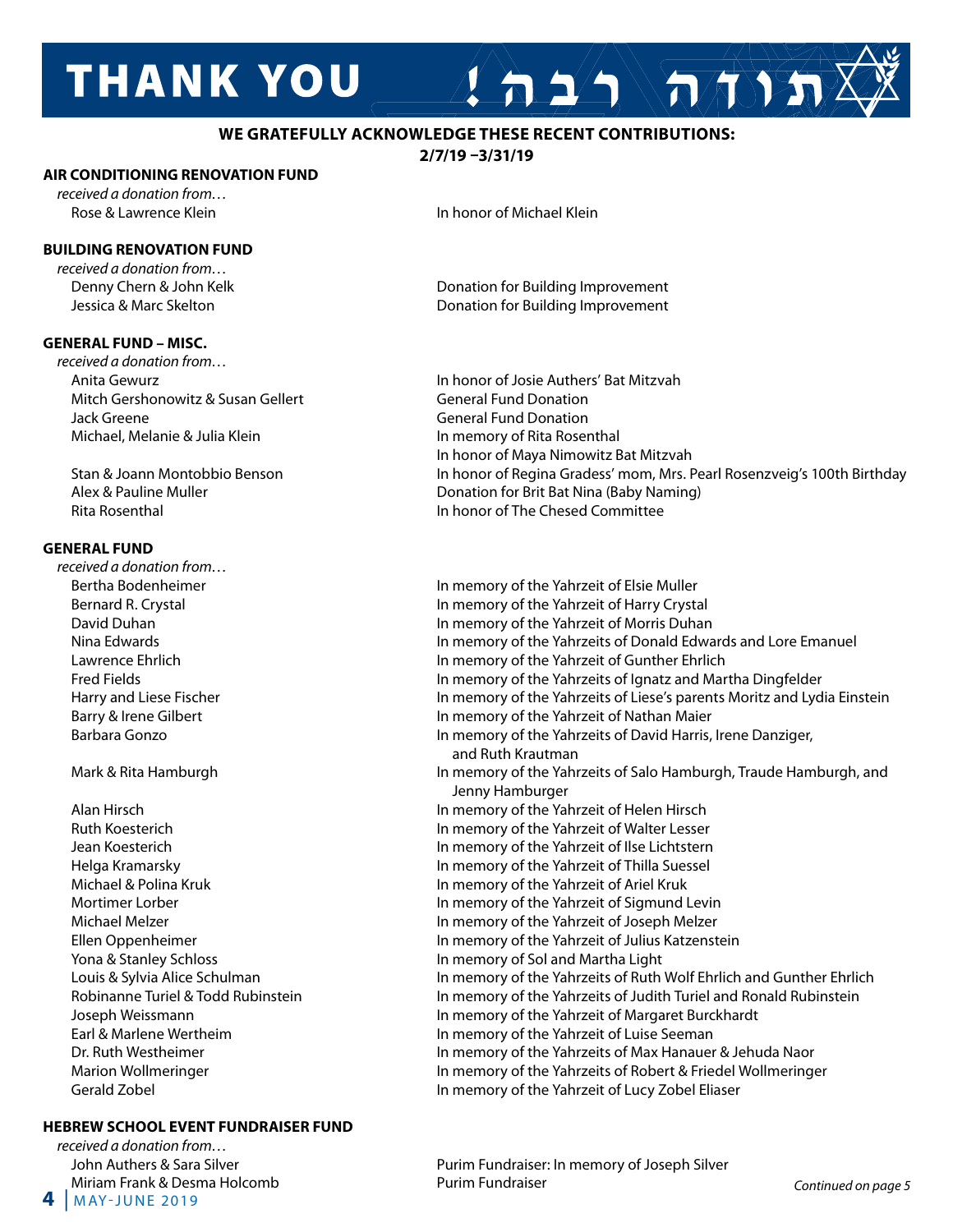# THANK YOU תודה רבה!

**WE GRATEFULLY ACKNOWLEDGE THESE RECENT CONTRIBUTIONS:**
**2/7/19 –3/31/19**

### AIR CONDITIONING RENOVATION FUND

*received a donation from…*

| | |
|---|---|
| Rose & Lawrence Klein | In honor of Michael Klein |

### BUILDING RENOVATION FUND

*received a donation from…*

| | |
|---|---|
| Denny Chern & John Kelk | Donation for Building Improvement |
| Jessica & Marc Skelton | Donation for Building Improvement |

### GENERAL FUND – MISC.

*received a donation from…*

| | |
|---|---|
| Anita Gewurz | In honor of Josie Authers' Bat Mitzvah |
| Mitch Gershonowitz & Susan Gellert | General Fund Donation |
| Jack Greene | General Fund Donation |
| Michael, Melanie & Julia Klein | In memory of Rita Rosenthal<br>In honor of Maya Nimowitz Bat Mitzvah |
| Stan & Joann Montobbio Benson | In honor of Regina Gradess' mom, Mrs. Pearl Rosenzveig's 100th Birthday |
| Alex & Pauline Muller | Donation for Brit Bat Nina (Baby Naming) |
| Rita Rosenthal | In honor of The Chesed Committee |

### GENERAL FUND

*received a donation from…*

| | |
|---|---|
| Bertha Bodenheimer | In memory of the Yahrzeit of Elsie Muller |
| Bernard R. Crystal | In memory of the Yahrzeit of Harry Crystal |
| David Duhan | In memory of the Yahrzeit of Morris Duhan |
| Nina Edwards | In memory of the Yahrzeits of Donald Edwards and Lore Emanuel |
| Lawrence Ehrlich | In memory of the Yahrzeit of Gunther Ehrlich |
| Fred Fields | In memory of the Yahrzeits of Ignatz and Martha Dingfelder |
| Harry and Liese Fischer | In memory of the Yahrzeits of Liese's parents Moritz and Lydia Einstein |
| Barry & Irene Gilbert | In memory of the Yahrzeit of Nathan Maier |
| Barbara Gonzo | In memory of the Yahrzeits of David Harris, Irene Danziger, and Ruth Krautman |
| Mark & Rita Hamburgh | In memory of the Yahrzeits of Salo Hamburgh, Traude Hamburgh, and Jenny Hamburger |
| Alan Hirsch | In memory of the Yahrzeit of Helen Hirsch |
| Ruth Koesterich | In memory of the Yahrzeit of Walter Lesser |
| Jean Koesterich | In memory of the Yahrzeit of Ilse Lichtstern |
| Helga Kramarsky | In memory of the Yahrzeit of Thilla Suessel |
| Michael & Polina Kruk | In memory of the Yahrzeit of Ariel Kruk |
| Mortimer Lorber | In memory of the Yahrzeit of Sigmund Levin |
| Michael Melzer | In memory of the Yahrzeit of Joseph Melzer |
| Ellen Oppenheimer | In memory of the Yahrzeit of Julius Katzenstein |
| Yona & Stanley Schloss | In memory of Sol and Martha Light |
| Louis & Sylvia Alice Schulman | In memory of the Yahrzeits of Ruth Wolf Ehrlich and Gunther Ehrlich |
| Robinanne Turiel & Todd Rubinstein | In memory of the Yahrzeits of Judith Turiel and Ronald Rubinstein |
| Joseph Weissmann | In memory of the Yahrzeit of Margaret Burckhardt |
| Earl & Marlene Wertheim | In memory of the Yahrzeit of Luise Seeman |
| Dr. Ruth Westheimer | In memory of the Yahrzeits of Max Hanauer & Jehuda Naor |
| Marion Wollmeringer | In memory of the Yahrzeits of Robert & Friedel Wollmeringer |
| Gerald Zobel | In memory of the Yahrzeit of Lucy Zobel Eliaser |

### HEBREW SCHOOL EVENT FUNDRAISER FUND

*received a donation from…*

| | |
|---|---|
| John Authers & Sara Silver | Purim Fundraiser: In memory of Joseph Silver |
| Miriam Frank & Desma Holcomb | Purim Fundraiser |

*Continued on page 5*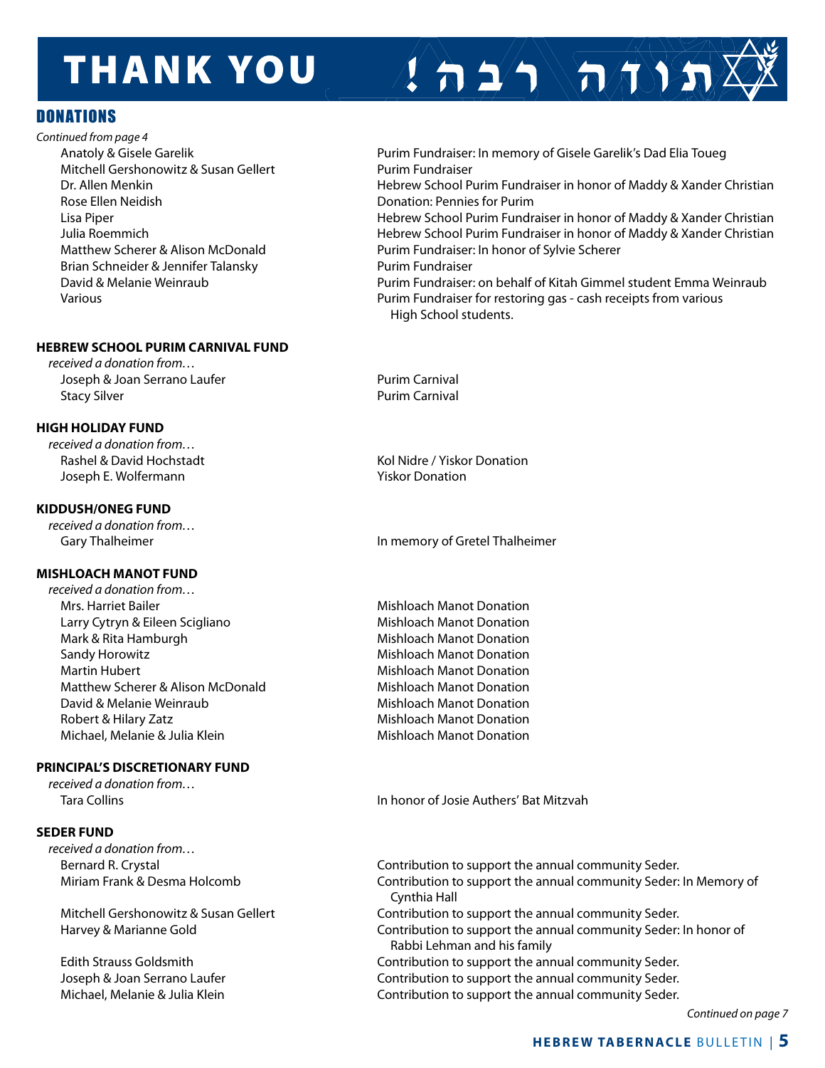# THANK YOU תודה רבה!

## DONATIONS

*Continued from page 4*

| | |
|---|---|
| Anatoly & Gisele Garelik | Purim Fundraiser: In memory of Gisele Garelik's Dad Elia Toueg |
| Mitchell Gershonowitz & Susan Gellert | Purim Fundraiser |
| Dr. Allen Menkin | Hebrew School Purim Fundraiser in honor of Maddy & Xander Christian |
| Rose Ellen Neidish | Donation: Pennies for Purim |
| Lisa Piper | Hebrew School Purim Fundraiser in honor of Maddy & Xander Christian |
| Julia Roemmich | Hebrew School Purim Fundraiser in honor of Maddy & Xander Christian |
| Matthew Scherer & Alison McDonald | Purim Fundraiser: In honor of Sylvie Scherer |
| Brian Schneider & Jennifer Talansky | Purim Fundraiser |
| David & Melanie Weinraub | Purim Fundraiser: on behalf of Kitah Gimmel student Emma Weinraub |
| Various | Purim Fundraiser for restoring gas - cash receipts from various High School students. |

**HEBREW SCHOOL PURIM CARNIVAL FUND**

*received a donation from…*

| | |
|---|---|
| Joseph & Joan Serrano Laufer | Purim Carnival |
| Stacy Silver | Purim Carnival |

**HIGH HOLIDAY FUND**

*received a donation from…*

| | |
|---|---|
| Rashel & David Hochstadt | Kol Nidre / Yiskor Donation |
| Joseph E. Wolfermann | Yiskor Donation |

**KIDDUSH/ONEG FUND**

*received a donation from…*

| | |
|---|---|
| Gary Thalheimer | In memory of Gretel Thalheimer |

**MISHLOACH MANOT FUND**

*received a donation from…*

| | |
|---|---|
| Mrs. Harriet Bailer | Mishloach Manot Donation |
| Larry Cytryn & Eileen Scigliano | Mishloach Manot Donation |
| Mark & Rita Hamburgh | Mishloach Manot Donation |
| Sandy Horowitz | Mishloach Manot Donation |
| Martin Hubert | Mishloach Manot Donation |
| Matthew Scherer & Alison McDonald | Mishloach Manot Donation |
| David & Melanie Weinraub | Mishloach Manot Donation |
| Robert & Hilary Zatz | Mishloach Manot Donation |
| Michael, Melanie & Julia Klein | Mishloach Manot Donation |

**PRINCIPAL'S DISCRETIONARY FUND**

*received a donation from…*

| | |
|---|---|
| Tara Collins | In honor of Josie Authers' Bat Mitzvah |

**SEDER FUND**

*received a donation from…*

| | |
|---|---|
| Bernard R. Crystal | Contribution to support the annual community Seder. |
| Miriam Frank & Desma Holcomb | Contribution to support the annual community Seder: In Memory of Cynthia Hall |
| Mitchell Gershonowitz & Susan Gellert | Contribution to support the annual community Seder. |
| Harvey & Marianne Gold | Contribution to support the annual community Seder: In honor of Rabbi Lehman and his family |
| Edith Strauss Goldsmith | Contribution to support the annual community Seder. |
| Joseph & Joan Serrano Laufer | Contribution to support the annual community Seder. |
| Michael, Melanie & Julia Klein | Contribution to support the annual community Seder. |

*Continued on page 7*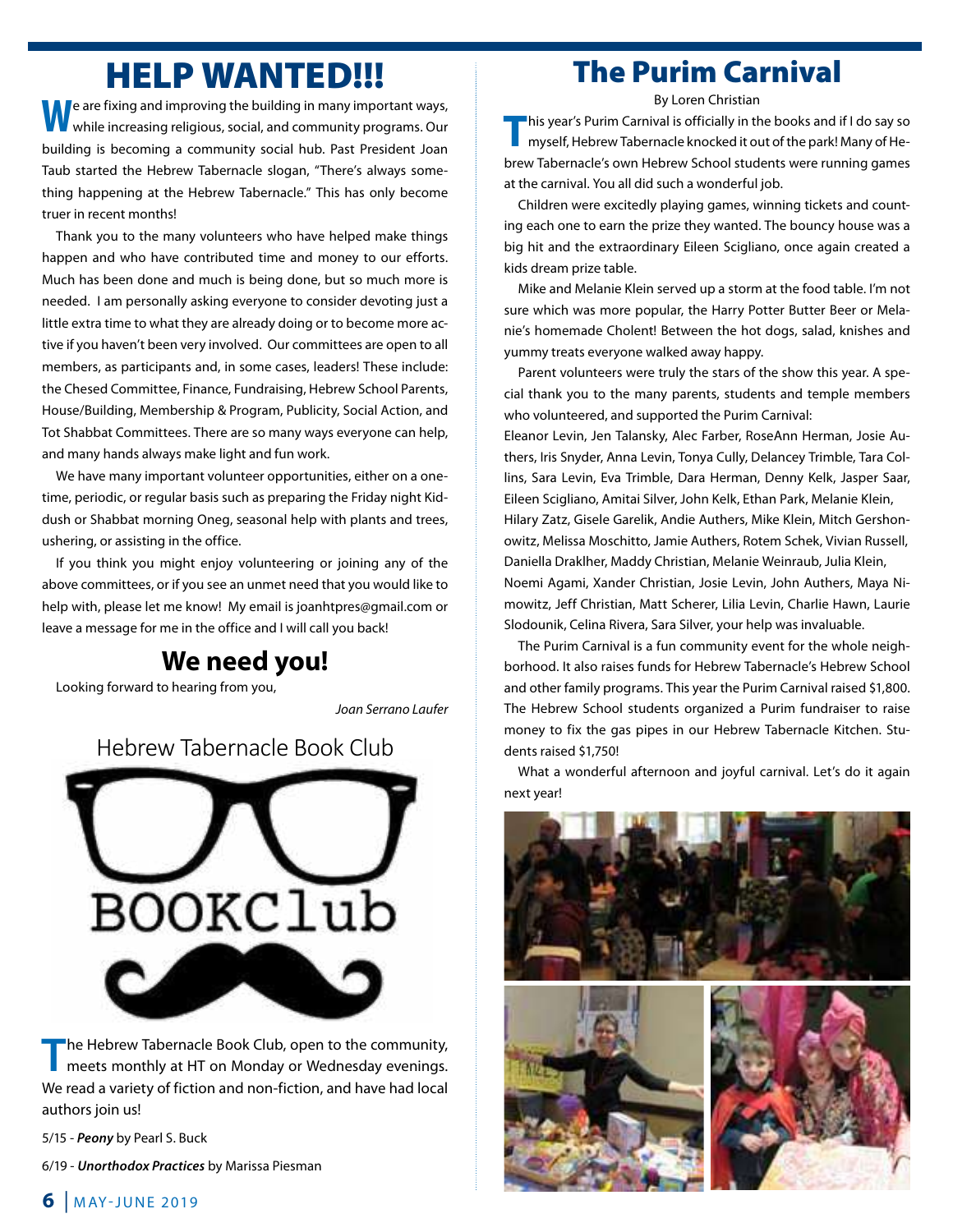# HELP WANTED!!!

We are fixing and improving the building in many important ways, while increasing religious, social, and community programs. Our building is becoming a community social hub. Past President Joan Taub started the Hebrew Tabernacle slogan, "There's always something happening at the Hebrew Tabernacle." This has only become truer in recent months!

Thank you to the many volunteers who have helped make things happen and who have contributed time and money to our efforts. Much has been done and much is being done, but so much more is needed. I am personally asking everyone to consider devoting just a little extra time to what they are already doing or to become more active if you haven't been very involved. Our committees are open to all members, as participants and, in some cases, leaders! These include: the Chesed Committee, Finance, Fundraising, Hebrew School Parents, House/Building, Membership & Program, Publicity, Social Action, and Tot Shabbat Committees. There are so many ways everyone can help, and many hands always make light and fun work.

We have many important volunteer opportunities, either on a one-time, periodic, or regular basis such as preparing the Friday night Kiddush or Shabbat morning Oneg, seasonal help with plants and trees, ushering, or assisting in the office.

If you think you might enjoy volunteering or joining any of the above committees, or if you see an unmet need that you would like to help with, please let me know! My email is joanhtpres@gmail.com or leave a message for me in the office and I will call you back!

## We need you!

Looking forward to hearing from you,

*Joan Serrano Laufer*

## Hebrew Tabernacle Book Club

BOOKClub

The Hebrew Tabernacle Book Club, open to the community, meets monthly at HT on Monday or Wednesday evenings. We read a variety of fiction and non-fiction, and have had local authors join us!

5/15 - ***Peony*** by Pearl S. Buck

6/19 - ***Unorthodox Practices*** by Marissa Piesman

# The Purim Carnival

By Loren Christian

This year's Purim Carnival is officially in the books and if I do say so myself, Hebrew Tabernacle knocked it out of the park! Many of Hebrew Tabernacle's own Hebrew School students were running games at the carnival. You all did such a wonderful job.

Children were excitedly playing games, winning tickets and counting each one to earn the prize they wanted. The bouncy house was a big hit and the extraordinary Eileen Scigliano, once again created a kids dream prize table.

Mike and Melanie Klein served up a storm at the food table. I'm not sure which was more popular, the Harry Potter Butter Beer or Melanie's homemade Cholent! Between the hot dogs, salad, knishes and yummy treats everyone walked away happy.

Parent volunteers were truly the stars of the show this year. A special thank you to the many parents, students and temple members who volunteered, and supported the Purim Carnival:

Eleanor Levin, Jen Talansky, Alec Farber, RoseAnn Herman, Josie Authers, Iris Snyder, Anna Levin, Tonya Cully, Delancey Trimble, Tara Collins, Sara Levin, Eva Trimble, Dara Herman, Denny Kelk, Jasper Saar, Eileen Scigliano, Amitai Silver, John Kelk, Ethan Park, Melanie Klein, Hilary Zatz, Gisele Garelik, Andie Authers, Mike Klein, Mitch Gershonowitz, Melissa Moschitto, Jamie Authers, Rotem Schek, Vivian Russell, Daniella Draklher, Maddy Christian, Melanie Weinraub, Julia Klein, Noemi Agami, Xander Christian, Josie Levin, John Authers, Maya Nimowitz, Jeff Christian, Matt Scherer, Lilia Levin, Charlie Hawn, Laurie Slodounik, Celina Rivera, Sara Silver, your help was invaluable.

The Purim Carnival is a fun community event for the whole neighborhood. It also raises funds for Hebrew Tabernacle's Hebrew School and other family programs. This year the Purim Carnival raised $1,800. The Hebrew School students organized a Purim fundraiser to raise money to fix the gas pipes in our Hebrew Tabernacle Kitchen. Students raised $1,750!

What a wonderful afternoon and joyful carnival. Let's do it again next year!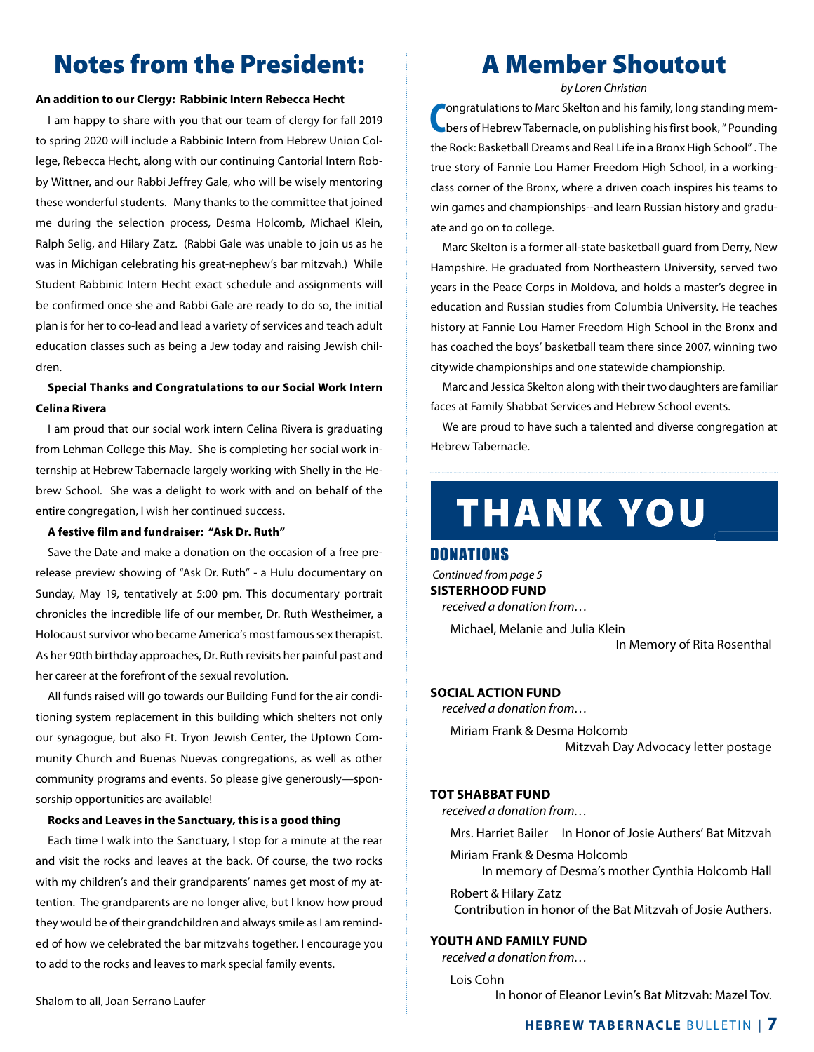# Notes from the President:

**An addition to our Clergy: Rabbinic Intern Rebecca Hecht**

I am happy to share with you that our team of clergy for fall 2019 to spring 2020 will include a Rabbinic Intern from Hebrew Union College, Rebecca Hecht, along with our continuing Cantorial Intern Robby Wittner, and our Rabbi Jeffrey Gale, who will be wisely mentoring these wonderful students. Many thanks to the committee that joined me during the selection process, Desma Holcomb, Michael Klein, Ralph Selig, and Hilary Zatz. (Rabbi Gale was unable to join us as he was in Michigan celebrating his great-nephew's bar mitzvah.) While Student Rabbinic Intern Hecht exact schedule and assignments will be confirmed once she and Rabbi Gale are ready to do so, the initial plan is for her to co-lead and lead a variety of services and teach adult education classes such as being a Jew today and raising Jewish children.

**Special Thanks and Congratulations to our Social Work Intern Celina Rivera**

I am proud that our social work intern Celina Rivera is graduating from Lehman College this May. She is completing her social work internship at Hebrew Tabernacle largely working with Shelly in the Hebrew School. She was a delight to work with and on behalf of the entire congregation, I wish her continued success.

**A festive film and fundraiser: "Ask Dr. Ruth"**

Save the Date and make a donation on the occasion of a free pre-release preview showing of "Ask Dr. Ruth" - a Hulu documentary on Sunday, May 19, tentatively at 5:00 pm. This documentary portrait chronicles the incredible life of our member, Dr. Ruth Westheimer, a Holocaust survivor who became America's most famous sex therapist. As her 90th birthday approaches, Dr. Ruth revisits her painful past and her career at the forefront of the sexual revolution.

All funds raised will go towards our Building Fund for the air conditioning system replacement in this building which shelters not only our synagogue, but also Ft. Tryon Jewish Center, the Uptown Community Church and Buenas Nuevas congregations, as well as other community programs and events. So please give generously—sponsorship opportunities are available!

**Rocks and Leaves in the Sanctuary, this is a good thing**

Each time I walk into the Sanctuary, I stop for a minute at the rear and visit the rocks and leaves at the back. Of course, the two rocks with my children's and their grandparents' names get most of my attention. The grandparents are no longer alive, but I know how proud they would be of their grandchildren and always smile as I am reminded of how we celebrated the bar mitzvahs together. I encourage you to add to the rocks and leaves to mark special family events.

Shalom to all, Joan Serrano Laufer

# A Member Shoutout

*by Loren Christian*

Congratulations to Marc Skelton and his family, long standing members of Hebrew Tabernacle, on publishing his first book, "Pounding the Rock: Basketball Dreams and Real Life in a Bronx High School". The true story of Fannie Lou Hamer Freedom High School, in a working-class corner of the Bronx, where a driven coach inspires his teams to win games and championships--and learn Russian history and graduate and go on to college.

Marc Skelton is a former all-state basketball guard from Derry, New Hampshire. He graduated from Northeastern University, served two years in the Peace Corps in Moldova, and holds a master's degree in education and Russian studies from Columbia University. He teaches history at Fannie Lou Hamer Freedom High School in the Bronx and has coached the boys' basketball team there since 2007, winning two citywide championships and one statewide championship.

Marc and Jessica Skelton along with their two daughters are familiar faces at Family Shabbat Services and Hebrew School events.

We are proud to have such a talented and diverse congregation at Hebrew Tabernacle.

# THANK YOU

## DONATIONS

*Continued from page 5*

**SISTERHOOD FUND**

*received a donation from…*

Michael, Melanie and Julia Klein
In Memory of Rita Rosenthal

**SOCIAL ACTION FUND**

*received a donation from…*

Miriam Frank & Desma Holcomb
Mitzvah Day Advocacy letter postage

**TOT SHABBAT FUND**

*received a donation from…*

Mrs. Harriet Bailer — In Honor of Josie Authers' Bat Mitzvah

Miriam Frank & Desma Holcomb
In memory of Desma's mother Cynthia Holcomb Hall

Robert & Hilary Zatz
Contribution in honor of the Bat Mitzvah of Josie Authers.

**YOUTH AND FAMILY FUND**

*received a donation from…*

Lois Cohn
In honor of Eleanor Levin's Bat Mitzvah: Mazel Tov.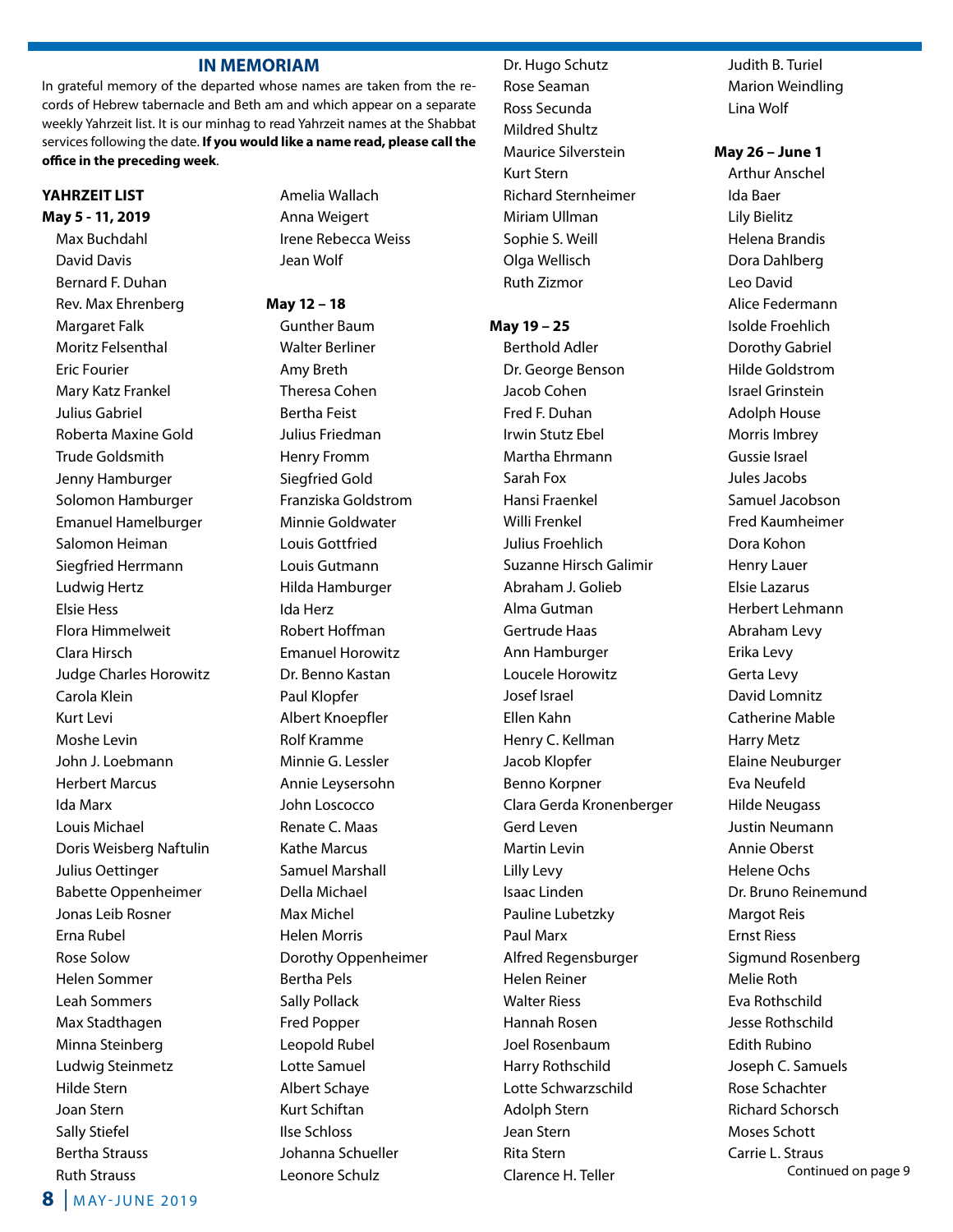## IN MEMORIAM

In grateful memory of the departed whose names are taken from the records of Hebrew tabernacle and Beth am and which appear on a separate weekly Yahrzeit list. It is our minhag to read Yahrzeit names at the Shabbat services following the date. **If you would like a name read, please call the office in the preceding week**.

**YAHRZEIT LIST**

**May 5 - 11, 2019**

Max Buchdahl
David Davis
Bernard F. Duhan
Rev. Max Ehrenberg
Margaret Falk
Moritz Felsenthal
Eric Fourier
Mary Katz Frankel
Julius Gabriel
Roberta Maxine Gold
Trude Goldsmith
Jenny Hamburger
Solomon Hamburger
Emanuel Hamelburger
Salomon Heiman
Siegfried Herrmann
Ludwig Hertz
Elsie Hess
Flora Himmelweit
Clara Hirsch
Judge Charles Horowitz
Carola Klein
Kurt Levi
Moshe Levin
John J. Loebmann
Herbert Marcus
Ida Marx
Louis Michael
Doris Weisberg Naftulin
Julius Oettinger
Babette Oppenheimer
Jonas Leib Rosner
Erna Rubel
Rose Solow
Helen Sommer
Leah Sommers
Max Stadthagen
Minna Steinberg
Ludwig Steinmetz
Hilde Stern
Joan Stern
Sally Stiefel
Bertha Strauss
Ruth Strauss
Amelia Wallach
Anna Weigert
Irene Rebecca Weiss
Jean Wolf

**May 12 – 18**

Gunther Baum
Walter Berliner
Amy Breth
Theresa Cohen
Bertha Feist
Julius Friedman
Henry Fromm
Siegfried Gold
Franziska Goldstrom
Minnie Goldwater
Louis Gottfried
Louis Gutmann
Hilda Hamburger
Ida Herz
Robert Hoffman
Emanuel Horowitz
Dr. Benno Kastan
Paul Klopfer
Albert Knoepfler
Rolf Kramme
Minnie G. Lessler
Annie Leysersohn
John Loscocco
Renate C. Maas
Kathe Marcus
Samuel Marshall
Della Michael
Max Michel
Helen Morris
Dorothy Oppenheimer
Bertha Pels
Sally Pollack
Fred Popper
Leopold Rubel
Lotte Samuel
Albert Schaye
Kurt Schiftan
Ilse Schloss
Johanna Schueller
Leonore Schulz
Dr. Hugo Schutz
Rose Seaman
Ross Secunda
Mildred Shultz
Maurice Silverstein
Kurt Stern
Richard Sternheimer
Miriam Ullman
Sophie S. Weill
Olga Wellisch
Ruth Zizmor

**May 19 – 25**

Berthold Adler
Dr. George Benson
Jacob Cohen
Fred F. Duhan
Irwin Stutz Ebel
Martha Ehrmann
Sarah Fox
Hansi Fraenkel
Willi Frenkel
Julius Froehlich
Suzanne Hirsch Galimir
Abraham J. Golieb
Alma Gutman
Gertrude Haas
Ann Hamburger
Loucele Horowitz
Josef Israel
Ellen Kahn
Henry C. Kellman
Jacob Klopfer
Benno Korpner
Clara Gerda Kronenberger
Gerd Leven
Martin Levin
Lilly Levy
Isaac Linden
Pauline Lubetzky
Paul Marx
Alfred Regensburger
Helen Reiner
Walter Riess
Hannah Rosen
Joel Rosenbaum
Harry Rothschild
Lotte Schwarzschild
Adolph Stern
Jean Stern
Rita Stern
Clarence H. Teller
Judith B. Turiel
Marion Weindling
Lina Wolf

**May 26 – June 1**

Arthur Anschel
Ida Baer
Lily Bielitz
Helena Brandis
Dora Dahlberg
Leo David
Alice Federmann
Isolde Froehlich
Dorothy Gabriel
Hilde Goldstrom
Israel Grinstein
Adolph House
Morris Imbrey
Gussie Israel
Jules Jacobs
Samuel Jacobson
Fred Kaumheimer
Dora Kohon
Henry Lauer
Elsie Lazarus
Herbert Lehmann
Abraham Levy
Erika Levy
Gerta Levy
David Lomnitz
Catherine Mable
Harry Metz
Elaine Neuburger
Eva Neufeld
Hilde Neugass
Justin Neumann
Annie Oberst
Helene Ochs
Dr. Bruno Reinemund
Margot Reis
Ernst Riess
Sigmund Rosenberg
Melie Roth
Eva Rothschild
Jesse Rothschild
Edith Rubino
Joseph C. Samuels
Rose Schachter
Richard Schorsch
Moses Schott
Carrie L. Straus

Continued on page 9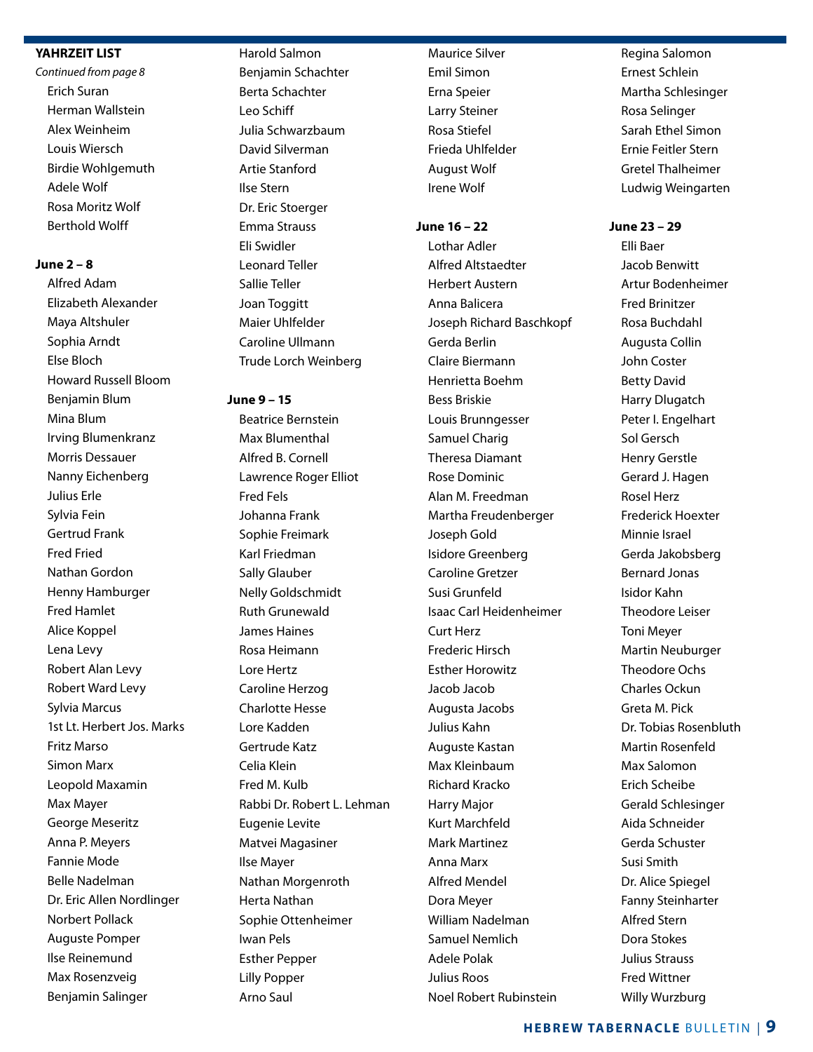**YAHRZEIT LIST**

*Continued from page 8*

Erich Suran
Herman Wallstein
Alex Weinheim
Louis Wiersch
Birdie Wohlgemuth
Adele Wolf
Rosa Moritz Wolf
Berthold Wolff

**June 2 – 8**

Alfred Adam
Elizabeth Alexander
Maya Altshuler
Sophia Arndt
Else Bloch
Howard Russell Bloom
Benjamin Blum
Mina Blum
Irving Blumenkranz
Morris Dessauer
Nanny Eichenberg
Julius Erle
Sylvia Fein
Gertrud Frank
Fred Fried
Nathan Gordon
Henny Hamburger
Fred Hamlet
Alice Koppel
Lena Levy
Robert Alan Levy
Robert Ward Levy
Sylvia Marcus
1st Lt. Herbert Jos. Marks
Fritz Marso
Simon Marx
Leopold Maxamin
Max Mayer
George Meseritz
Anna P. Meyers
Fannie Mode
Belle Nadelman
Dr. Eric Allen Nordlinger
Norbert Pollack
Auguste Pomper
Ilse Reinemund
Max Rosenzveig
Benjamin Salinger
Harold Salmon
Benjamin Schachter
Berta Schachter
Leo Schiff
Julia Schwarzbaum
David Silverman
Artie Stanford
Ilse Stern
Dr. Eric Stoerger
Emma Strauss
Eli Swidler
Leonard Teller
Sallie Teller
Joan Toggitt
Maier Uhlfelder
Caroline Ullmann
Trude Lorch Weinberg

**June 9 – 15**

Beatrice Bernstein
Max Blumenthal
Alfred B. Cornell
Lawrence Roger Elliot
Fred Fels
Johanna Frank
Sophie Freimark
Karl Friedman
Sally Glauber
Nelly Goldschmidt
Ruth Grunewald
James Haines
Rosa Heimann
Lore Hertz
Caroline Herzog
Charlotte Hesse
Lore Kadden
Gertrude Katz
Celia Klein
Fred M. Kulb
Rabbi Dr. Robert L. Lehman
Eugenie Levite
Matvei Magasiner
Ilse Mayer
Nathan Morgenroth
Herta Nathan
Sophie Ottenheimer
Iwan Pels
Esther Pepper
Lilly Popper
Arno Saul
Maurice Silver
Emil Simon
Erna Speier
Larry Steiner
Rosa Stiefel
Frieda Uhlfelder
August Wolf
Irene Wolf

**June 16 – 22**

Lothar Adler
Alfred Altstaedter
Herbert Austern
Anna Balicera
Joseph Richard Baschkopf
Gerda Berlin
Claire Biermann
Henrietta Boehm
Bess Briskie
Louis Brunngesser
Samuel Charig
Theresa Diamant
Rose Dominic
Alan M. Freedman
Martha Freudenberger
Joseph Gold
Isidore Greenberg
Caroline Gretzer
Susi Grunfeld
Isaac Carl Heidenheimer
Curt Herz
Frederic Hirsch
Esther Horowitz
Jacob Jacob
Augusta Jacobs
Julius Kahn
Auguste Kastan
Max Kleinbaum
Richard Kracko
Harry Major
Kurt Marchfeld
Mark Martinez
Anna Marx
Alfred Mendel
Dora Meyer
William Nadelman
Samuel Nemlich
Adele Polak
Julius Roos
Noel Robert Rubinstein
Regina Salomon
Ernest Schlein
Martha Schlesinger
Rosa Selinger
Sarah Ethel Simon
Ernie Feitler Stern
Gretel Thalheimer
Ludwig Weingarten

**June 23 – 29**

Elli Baer
Jacob Benwitt
Artur Bodenheimer
Fred Brinitzer
Rosa Buchdahl
Augusta Collin
John Coster
Betty David
Harry Dlugatch
Peter I. Engelhart
Sol Gersch
Henry Gerstle
Gerard J. Hagen
Rosel Herz
Frederick Hoexter
Minnie Israel
Gerda Jakobsberg
Bernard Jonas
Isidor Kahn
Theodore Leiser
Toni Meyer
Martin Neuburger
Theodore Ochs
Charles Ockun
Greta M. Pick
Dr. Tobias Rosenbluth
Martin Rosenfeld
Max Salomon
Erich Scheibe
Gerald Schlesinger
Aida Schneider
Gerda Schuster
Susi Smith
Dr. Alice Spiegel
Fanny Steinharter
Alfred Stern
Dora Stokes
Julius Strauss
Fred Wittner
Willy Wurzburg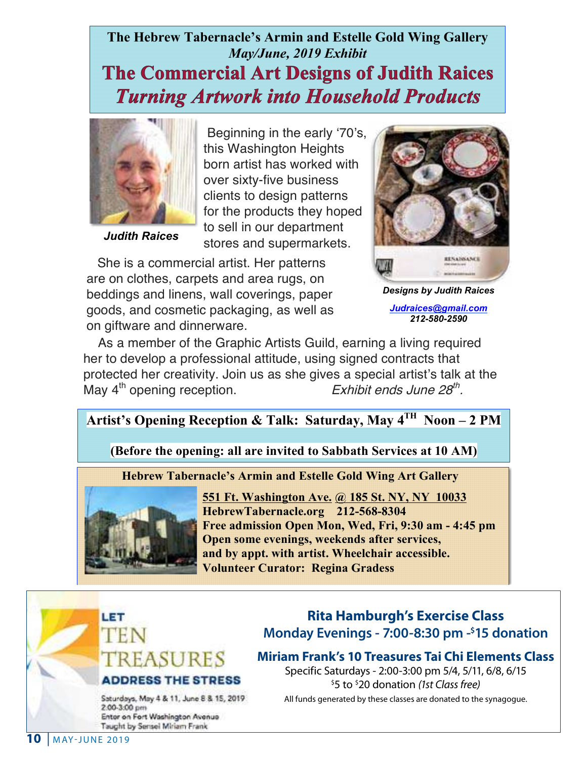**The Hebrew Tabernacle's Armin and Estelle Gold Wing Gallery**

***May/June, 2019 Exhibit***

# The Commercial Art Designs of Judith Raices

## *Turning Artwork into Household Products*

***Judith Raices***

Beginning in the early '70's, this Washington Heights born artist has worked with over sixty-five business clients to design patterns for the products they hoped to sell in our department stores and supermarkets.

She is a commercial artist. Her patterns are on clothes, carpets and area rugs, on beddings and linens, wall coverings, paper goods, and cosmetic packaging, as well as on giftware and dinnerware.

***Designs by Judith Raices***

***Judraices@gmail.com***
***212-580-2590***

As a member of the Graphic Artists Guild, earning a living required her to develop a professional attitude, using signed contracts that protected her creativity. Join us as she gives a special artist's talk at the May 4th opening reception. *Exhibit ends June 28th.*

**Artist's Opening Reception & Talk: Saturday, May 4TH Noon – 2 PM**

**(Before the opening: all are invited to Sabbath Services at 10 AM)**

**Hebrew Tabernacle's Armin and Estelle Gold Wing Art Gallery**

**551 Ft. Washington Ave. @ 185 St. NY, NY 10033**
**HebrewTabernacle.org 212-568-8304**
**Free admission Open Mon, Wed, Fri, 9:30 am - 4:45 pm**
**Open some evenings, weekends after services,**
**and by appt. with artist. Wheelchair accessible.**
**Volunteer Curator: Regina Gradess**

**LET TEN TREASURES ADDRESS THE STRESS**

Saturdays, May 4 & 11, June 8 & 15, 2019
2:00-3:00 pm
Enter on Fort Washington Avenue
Taught by Sensei Miriam Frank

### Rita Hamburgh's Exercise Class

**Monday Evenings - 7:00-8:30 pm - $15 donation**

### Miriam Frank's 10 Treasures Tai Chi Elements Class

Specific Saturdays - 2:00-3:00 pm 5/4, 5/11, 6/8, 6/15

$5 to $20 donation *(1st Class free)*

All funds generated by these classes are donated to the synagogue.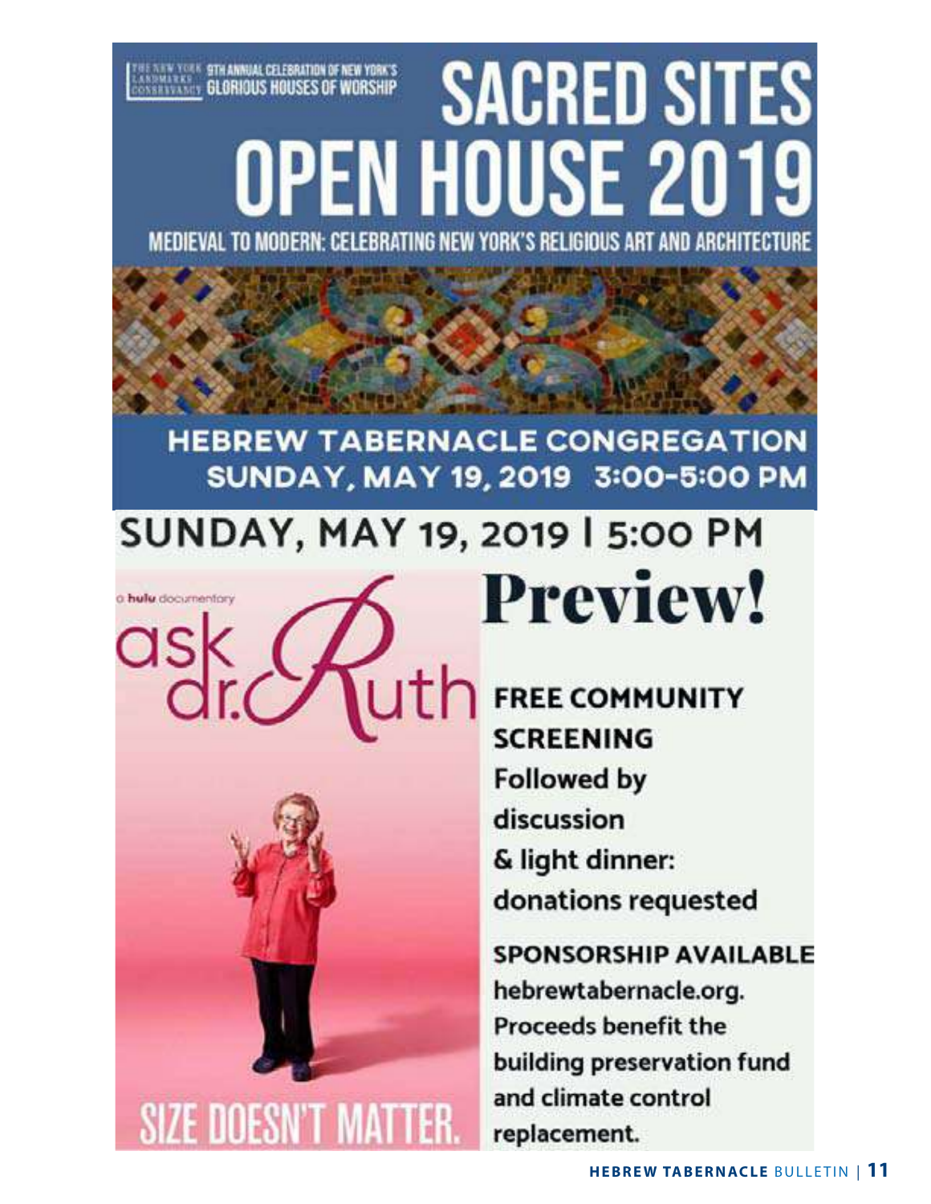THE NEW YORK LANDMARKS CONSERVANCY 9TH ANNUAL CELEBRATION OF NEW YORK'S GLORIOUS HOUSES OF WORSHIP

# SACRED SITES OPEN HOUSE 2019

MEDIEVAL TO MODERN: CELEBRATING NEW YORK'S RELIGIOUS ART AND ARCHITECTURE

## HEBREW TABERNACLE CONGREGATION
## SUNDAY, MAY 19, 2019 3:00-5:00 PM

## SUNDAY, MAY 19, 2019 | 5:00 PM

a hulu documentary

ask dr. Ruth

SIZE DOESN'T MATTER.

# Preview!

**FREE COMMUNITY SCREENING**

Followed by discussion & light dinner: donations requested

**SPONSORSHIP AVAILABLE**

hebrewtabernacle.org.
Proceeds benefit the building preservation fund and climate control replacement.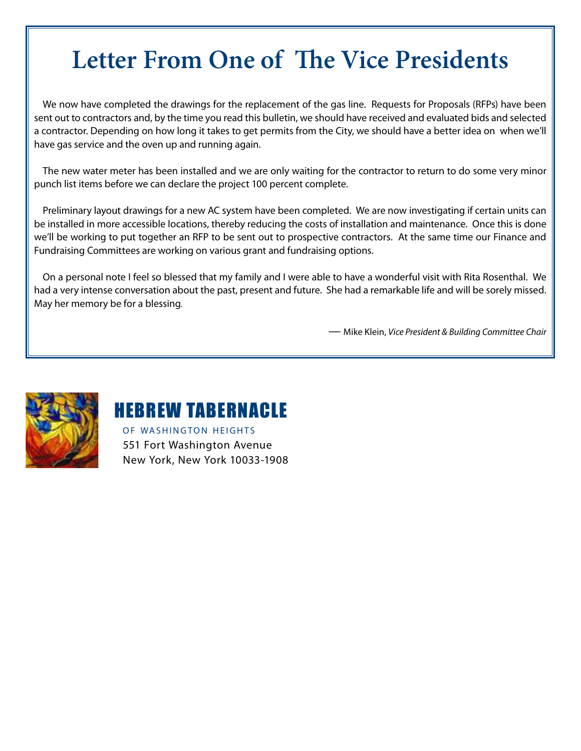# Letter From One of The Vice Presidents

We now have completed the drawings for the replacement of the gas line. Requests for Proposals (RFPs) have been sent out to contractors and, by the time you read this bulletin, we should have received and evaluated bids and selected a contractor. Depending on how long it takes to get permits from the City, we should have a better idea on when we'll have gas service and the oven up and running again.

The new water meter has been installed and we are only waiting for the contractor to return to do some very minor punch list items before we can declare the project 100 percent complete.

Preliminary layout drawings for a new AC system have been completed. We are now investigating if certain units can be installed in more accessible locations, thereby reducing the costs of installation and maintenance. Once this is done we'll be working to put together an RFP to be sent out to prospective contractors. At the same time our Finance and Fundraising Committees are working on various grant and fundraising options.

On a personal note I feel so blessed that my family and I were able to have a wonderful visit with Rita Rosenthal. We had a very intense conversation about the past, present and future. She had a remarkable life and will be sorely missed. May her memory be for a blessing.

— Mike Klein, *Vice President & Building Committee Chair*

**HEBREW TABERNACLE**

OF WASHINGTON HEIGHTS

551 Fort Washington Avenue

New York, New York 10033-1908